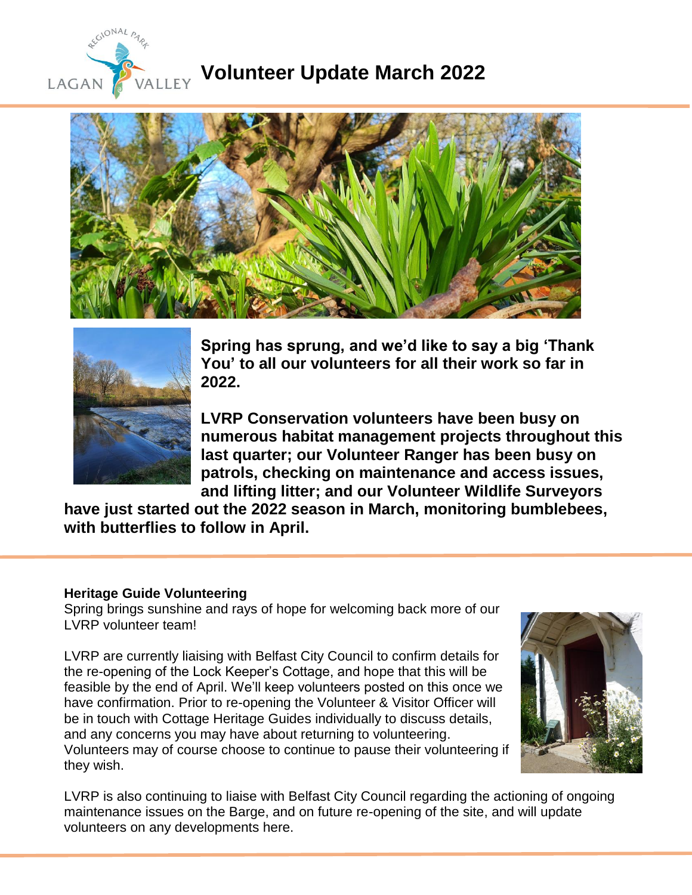# Volunteer Update March 2022

**Spring has sprung, and we'd like to say a big 'Thank You' to all our volunteers for all their work so far in 2022.**

**LVRP Conservation volunteers have been busy on numerous habitat management projects throughout this last quarter; our Volunteer Ranger has been busy on patrols, checking on maintenance and access issues, and lifting litter; and our Volunteer Wildlife Surveyors have just started out the 2022 season in March, monitoring bumblebees, with butterflies to follow in April.**

---

**Heritage Guide Volunteering**

Spring brings sunshine and rays of hope for welcoming back more of our LVRP volunteer team!

LVRP are currently liaising with Belfast City Council to confirm details for the re-opening of the Lock Keeper's Cottage, and hope that this will be feasible by the end of April. We'll keep volunteers posted on this once we have confirmation. Prior to re-opening the Volunteer & Visitor Officer will be in touch with Cottage Heritage Guides individually to discuss details, and any concerns you may have about returning to volunteering. Volunteers may of course choose to continue to pause their volunteering if they wish.

LVRP is also continuing to liaise with Belfast City Council regarding the actioning of ongoing maintenance issues on the Barge, and on future re-opening of the site, and will update volunteers on any developments here.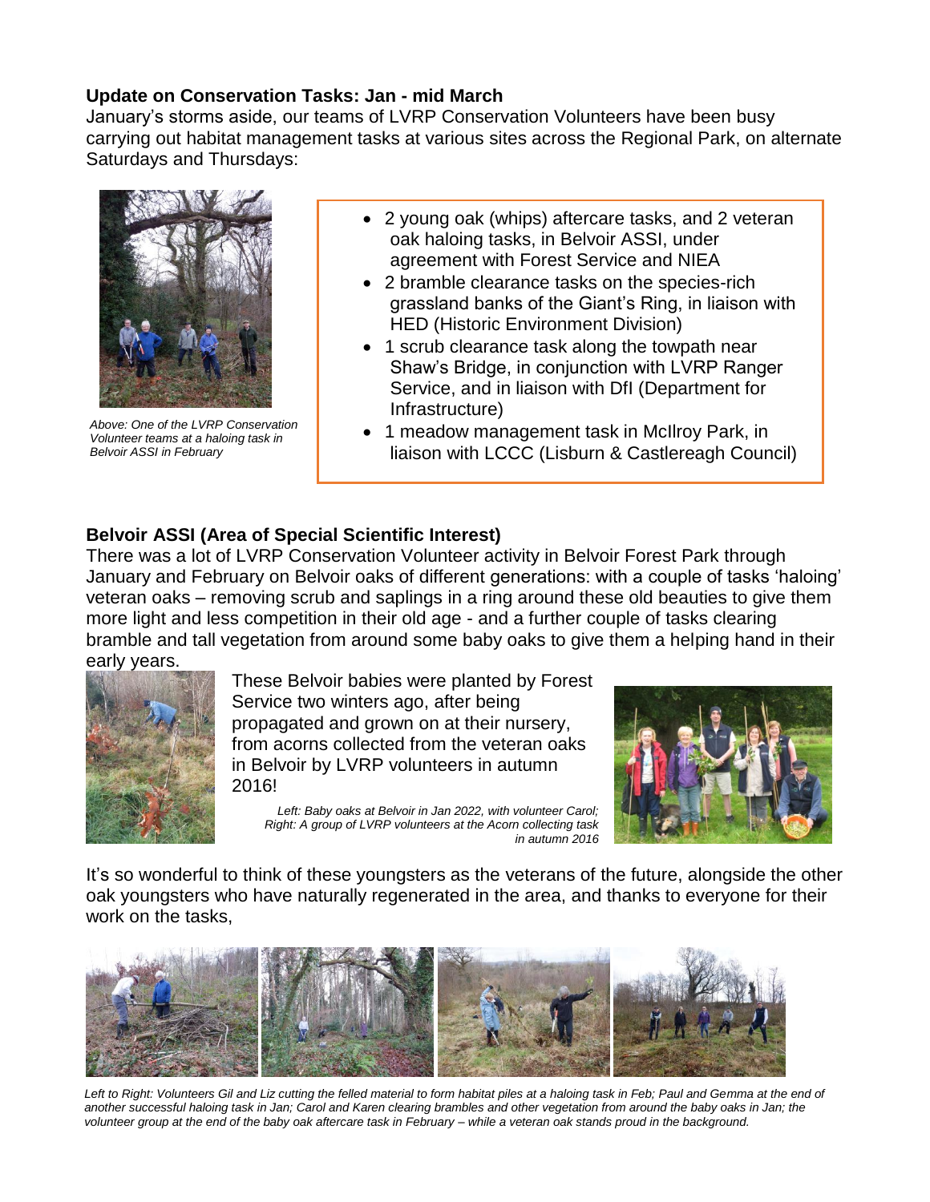**Update on Conservation Tasks: Jan - mid March**

January's storms aside, our teams of LVRP Conservation Volunteers have been busy carrying out habitat management tasks at various sites across the Regional Park, on alternate Saturdays and Thursdays:

*Above: One of the LVRP Conservation Volunteer teams at a haloing task in Belvoir ASSI in February*

- 2 young oak (whips) aftercare tasks, and 2 veteran oak haloing tasks, in Belvoir ASSI, under agreement with Forest Service and NIEA
- 2 bramble clearance tasks on the species-rich grassland banks of the Giant's Ring, in liaison with HED (Historic Environment Division)
- 1 scrub clearance task along the towpath near Shaw's Bridge, in conjunction with LVRP Ranger Service, and in liaison with DfI (Department for Infrastructure)
- 1 meadow management task in McIlroy Park, in liaison with LCCC (Lisburn & Castlereagh Council)

**Belvoir ASSI (Area of Special Scientific Interest)**

There was a lot of LVRP Conservation Volunteer activity in Belvoir Forest Park through January and February on Belvoir oaks of different generations: with a couple of tasks 'haloing' veteran oaks – removing scrub and saplings in a ring around these old beauties to give them more light and less competition in their old age - and a further couple of tasks clearing bramble and tall vegetation from around some baby oaks to give them a helping hand in their early years.

These Belvoir babies were planted by Forest Service two winters ago, after being propagated and grown on at their nursery, from acorns collected from the veteran oaks in Belvoir by LVRP volunteers in autumn 2016!

*Left: Baby oaks at Belvoir in Jan 2022, with volunteer Carol; Right: A group of LVRP volunteers at the Acorn collecting task in autumn 2016*

It's so wonderful to think of these youngsters as the veterans of the future, alongside the other oak youngsters who have naturally regenerated in the area, and thanks to everyone for their work on the tasks,

*Left to Right: Volunteers Gil and Liz cutting the felled material to form habitat piles at a haloing task in Feb; Paul and Gemma at the end of another successful haloing task in Jan; Carol and Karen clearing brambles and other vegetation from around the baby oaks in Jan; the volunteer group at the end of the baby oak aftercare task in February – while a veteran oak stands proud in the background.*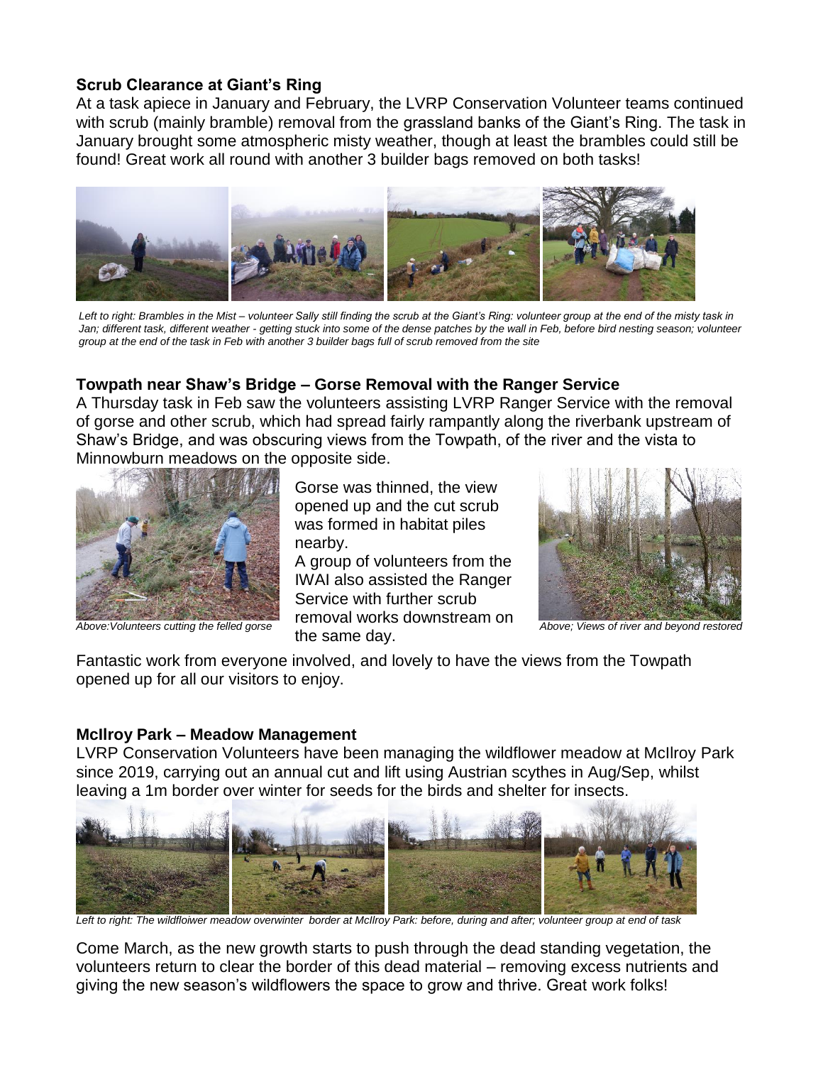### **Scrub Clearance at Giant's Ring**

At a task apiece in January and February, the LVRP Conservation Volunteer teams continued with scrub (mainly bramble) removal from the grassland banks of the Giant's Ring. The task in January brought some atmospheric misty weather, though at least the brambles could still be found! Great work all round with another 3 builder bags removed on both tasks!

*Left to right: Brambles in the Mist – volunteer Sally still finding the scrub at the Giant's Ring: volunteer group at the end of the misty task in Jan; different task, different weather - getting stuck into some of the dense patches by the wall in Feb, before bird nesting season; volunteer group at the end of the task in Feb with another 3 builder bags full of scrub removed from the site*

### **Towpath near Shaw's Bridge – Gorse Removal with the Ranger Service**

A Thursday task in Feb saw the volunteers assisting LVRP Ranger Service with the removal of gorse and other scrub, which had spread fairly rampantly along the riverbank upstream of Shaw's Bridge, and was obscuring views from the Towpath, of the river and the vista to Minnowburn meadows on the opposite side.

*Above:Volunteers cutting the felled gorse*

Gorse was thinned, the view opened up and the cut scrub was formed in habitat piles nearby.

A group of volunteers from the IWAI also assisted the Ranger Service with further scrub removal works downstream on the same day.

*Above; Views of river and beyond restored*

Fantastic work from everyone involved, and lovely to have the views from the Towpath opened up for all our visitors to enjoy.

### **McIlroy Park – Meadow Management**

LVRP Conservation Volunteers have been managing the wildflower meadow at McIlroy Park since 2019, carrying out an annual cut and lift using Austrian scythes in Aug/Sep, whilst leaving a 1m border over winter for seeds for the birds and shelter for insects.

*Left to right: The wildfloiwer meadow overwinter border at McIlroy Park: before, during and after; volunteer group at end of task*

Come March, as the new growth starts to push through the dead standing vegetation, the volunteers return to clear the border of this dead material – removing excess nutrients and giving the new season's wildflowers the space to grow and thrive. Great work folks!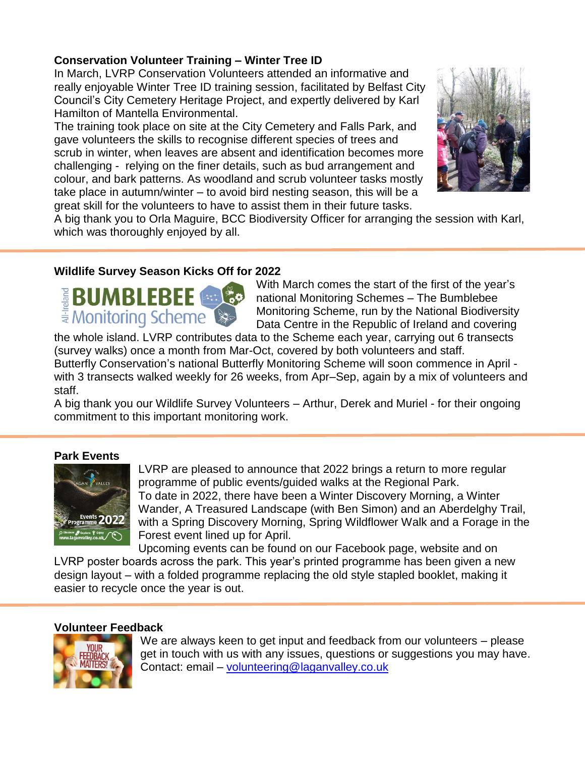**Conservation Volunteer Training – Winter Tree ID**

In March, LVRP Conservation Volunteers attended an informative and really enjoyable Winter Tree ID training session, facilitated by Belfast City Council's City Cemetery Heritage Project, and expertly delivered by Karl Hamilton of Mantella Environmental.

The training took place on site at the City Cemetery and Falls Park, and gave volunteers the skills to recognise different species of trees and scrub in winter, when leaves are absent and identification becomes more challenging - relying on the finer details, such as bud arrangement and colour, and bark patterns. As woodland and scrub volunteer tasks mostly take place in autumn/winter – to avoid bird nesting season, this will be a great skill for the volunteers to have to assist them in their future tasks.

A big thank you to Orla Maguire, BCC Biodiversity Officer for arranging the session with Karl, which was thoroughly enjoyed by all.

---

**Wildlife Survey Season Kicks Off for 2022**

With March comes the start of the first of the year's national Monitoring Schemes – The Bumblebee Monitoring Scheme, run by the National Biodiversity Data Centre in the Republic of Ireland and covering the whole island. LVRP contributes data to the Scheme each year, carrying out 6 transects (survey walks) once a month from Mar-Oct, covered by both volunteers and staff.

Butterfly Conservation's national Butterfly Monitoring Scheme will soon commence in April - with 3 transects walked weekly for 26 weeks, from Apr–Sep, again by a mix of volunteers and staff.

A big thank you our Wildlife Survey Volunteers – Arthur, Derek and Muriel - for their ongoing commitment to this important monitoring work.

---

**Park Events**

LVRP are pleased to announce that 2022 brings a return to more regular programme of public events/guided walks at the Regional Park.

To date in 2022, there have been a Winter Discovery Morning, a Winter Wander, A Treasured Landscape (with Ben Simon) and an Aberdelghy Trail, with a Spring Discovery Morning, Spring Wildflower Walk and a Forage in the Forest event lined up for April.

Upcoming events can be found on our Facebook page, website and on LVRP poster boards across the park. This year's printed programme has been given a new design layout – with a folded programme replacing the old style stapled booklet, making it easier to recycle once the year is out.

---

**Volunteer Feedback**

We are always keen to get input and feedback from our volunteers – please get in touch with us with any issues, questions or suggestions you may have. Contact: email – volunteering@laganvalley.co.uk